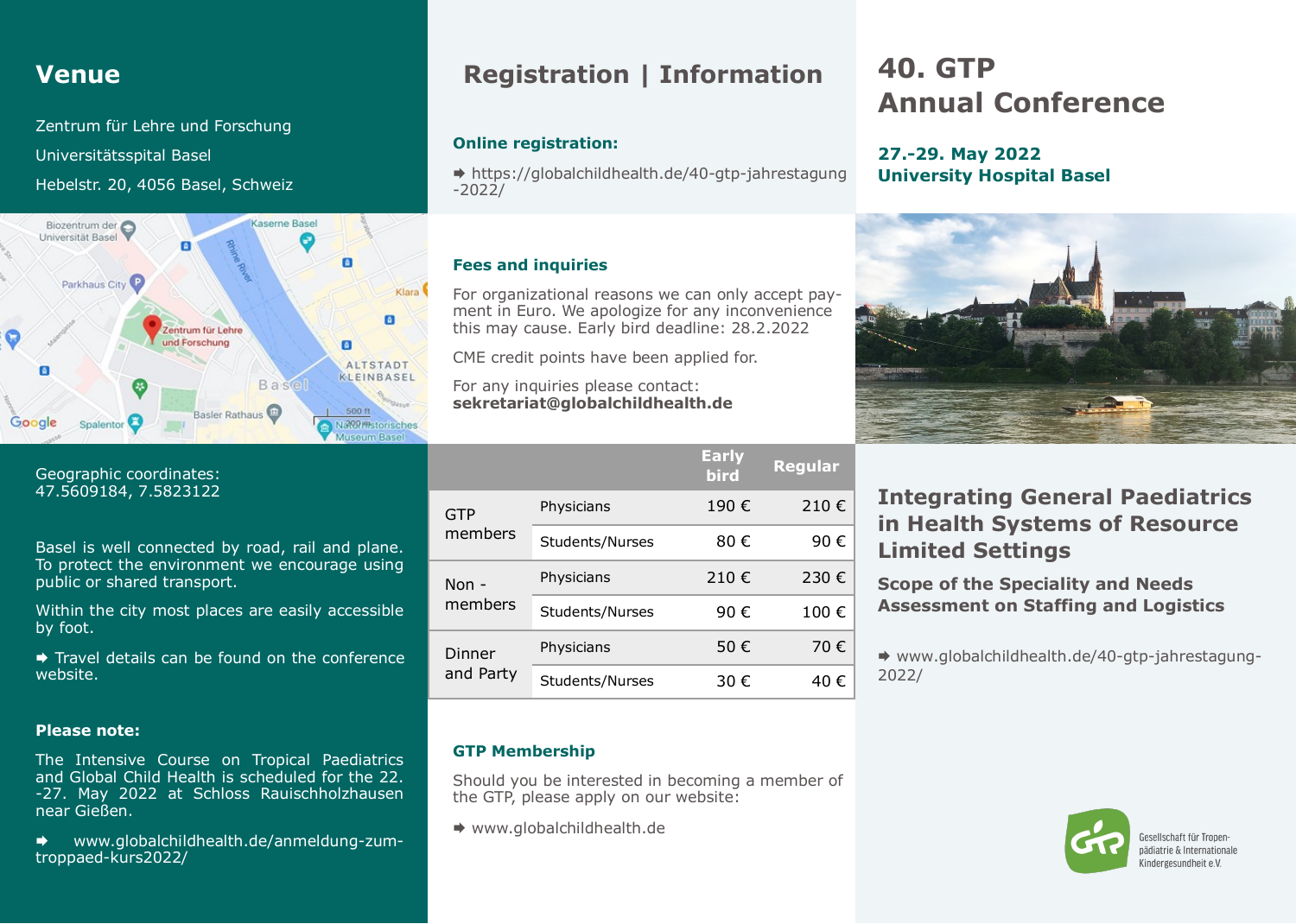# 40. GTP Annual Conference

**27.-29. May 2022**
**University Hospital Basel**

## Integrating General Paediatrics in Health Systems of Resource Limited Settings

### Scope of the Speciality and Needs Assessment on Staffing and Logistics

➡ www.globalchildhealth.de/40-gtp-jahrestagung-2022/

Gesellschaft für Tropenpädiatrie & Internationale Kindergesundheit e.V.

## Venue

Zentrum für Lehre und Forschung

Universitätsspital Basel

Hebelstr. 20, 4056 Basel, Schweiz

Geographic coordinates:
47.5609184, 7.5823122

Basel is well connected by road, rail and plane. To protect the environment we encourage using public or shared transport.

Within the city most places are easily accessible by foot.

➡ Travel details can be found on the conference website.

**Please note:**

The Intensive Course on Tropical Paediatrics and Global Child Health is scheduled for the 22.-27. May 2022 at Schloss Rauischholzhausen near Gießen.

➡ www.globalchildhealth.de/anmeldung-zum-troppaed-kurs2022/

## Registration | Information

**Online registration:**

➡ https://globalchildhealth.de/40-gtp-jahrestagung-2022/

**Fees and inquiries**

For organizational reasons we can only accept payment in Euro. We apologize for any inconvenience this may cause. Early bird deadline: 28.2.2022

CME credit points have been applied for.

For any inquiries please contact:
**sekretariat@globalchildhealth.de**

| | | Early bird | Regular |
|---|---|---|---|
| GTP members | Physicians | 190 € | 210 € |
| | Students/Nurses | 80 € | 90 € |
| Non - members | Physicians | 210 € | 230 € |
| | Students/Nurses | 90 € | 100 € |
| Dinner and Party | Physicians | 50 € | 70 € |
| | Students/Nurses | 30 € | 40 € |

**GTP Membership**

Should you be interested in becoming a member of the GTP, please apply on our website:

➡ www.globalchildhealth.de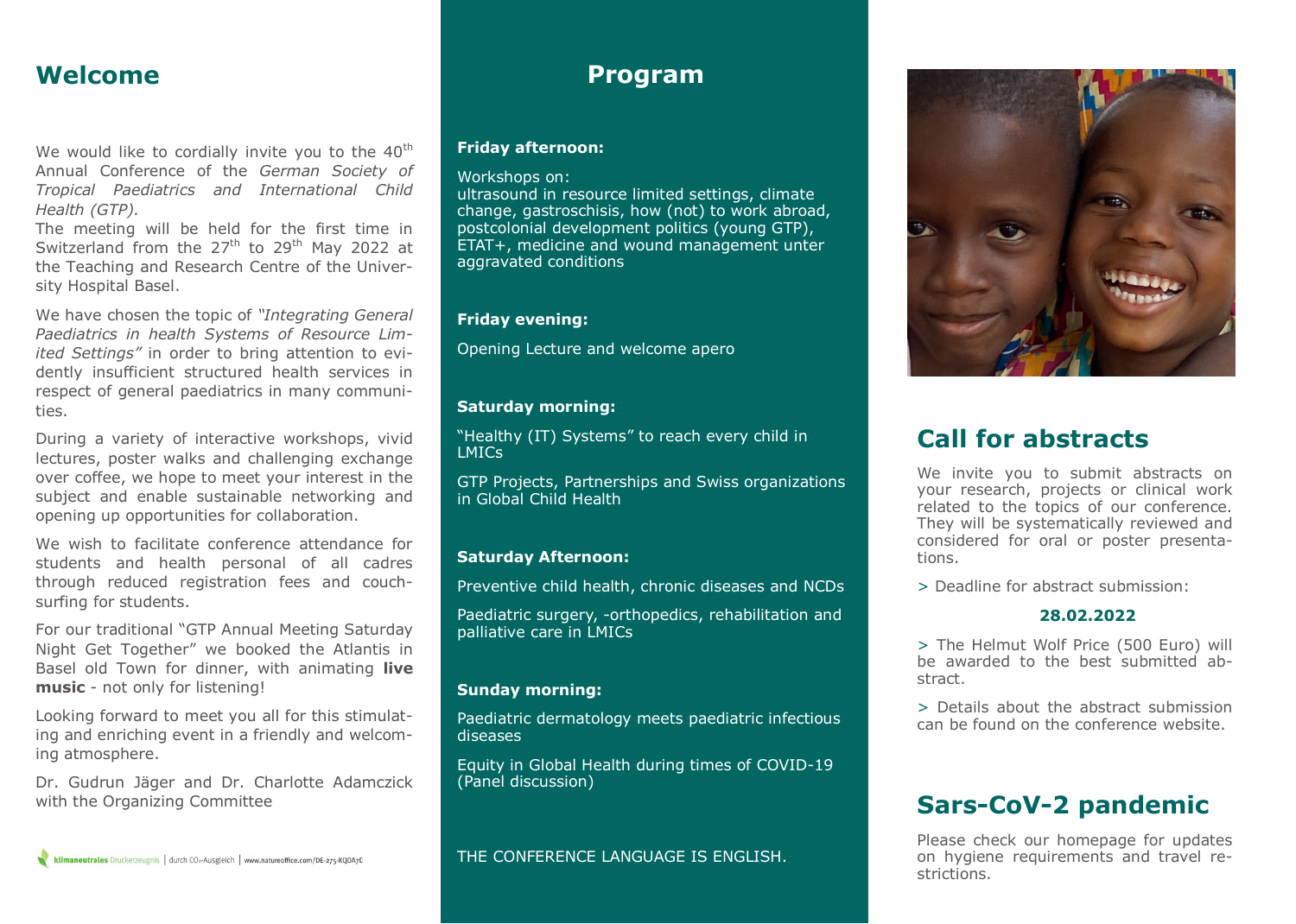## Welcome

We would like to cordially invite you to the 40th Annual Conference of the *German Society of Tropical Paediatrics and International Child Health (GTP).*

The meeting will be held for the first time in Switzerland from the 27th to 29th May 2022 at the Teaching and Research Centre of the University Hospital Basel.

We have chosen the topic of *"Integrating General Paediatrics in health Systems of Resource Limited Settings"* in order to bring attention to evidently insufficient structured health services in respect of general paediatrics in many communities.

During a variety of interactive workshops, vivid lectures, poster walks and challenging exchange over coffee, we hope to meet your interest in the subject and enable sustainable networking and opening up opportunities for collaboration.

We wish to facilitate conference attendance for students and health personal of all cadres through reduced registration fees and couch-surfing for students.

For our traditional "GTP Annual Meeting Saturday Night Get Together" we booked the Atlantis in Basel old Town for dinner, with animating **live music** - not only for listening!

Looking forward to meet you all for this stimulating and enriching event in a friendly and welcoming atmosphere.

Dr. Gudrun Jäger and Dr. Charlotte Adamczick with the Organizing Committee

klimaneutrales Druckerzeugnis | durch CO₂-Ausgleich | www.natureoffice.com/DE-275-KQDA7C

## Program

**Friday afternoon:**

Workshops on:
ultrasound in resource limited settings, climate change, gastroschisis, how (not) to work abroad, postcolonial development politics (young GTP), ETAT+, medicine and wound management unter aggravated conditions

**Friday evening:**

Opening Lecture and welcome apero

**Saturday morning:**

"Healthy (IT) Systems" to reach every child in LMICs

GTP Projects, Partnerships and Swiss organizations in Global Child Health

**Saturday Afternoon:**

Preventive child health, chronic diseases and NCDs

Paediatric surgery, -orthopedics, rehabilitation and palliative care in LMICs

**Sunday morning:**

Paediatric dermatology meets paediatric infectious diseases

Equity in Global Health during times of COVID-19 (Panel discussion)

THE CONFERENCE LANGUAGE IS ENGLISH.

## Call for abstracts

We invite you to submit abstracts on your research, projects or clinical work related to the topics of our conference. They will be systematically reviewed and considered for oral or poster presentations.

> Deadline for abstract submission:

**28.02.2022**

> The Helmut Wolf Price (500 Euro) will be awarded to the best submitted abstract.

> Details about the abstract submission can be found on the conference website.

## Sars-CoV-2 pandemic

Please check our homepage for updates on hygiene requirements and travel restrictions.